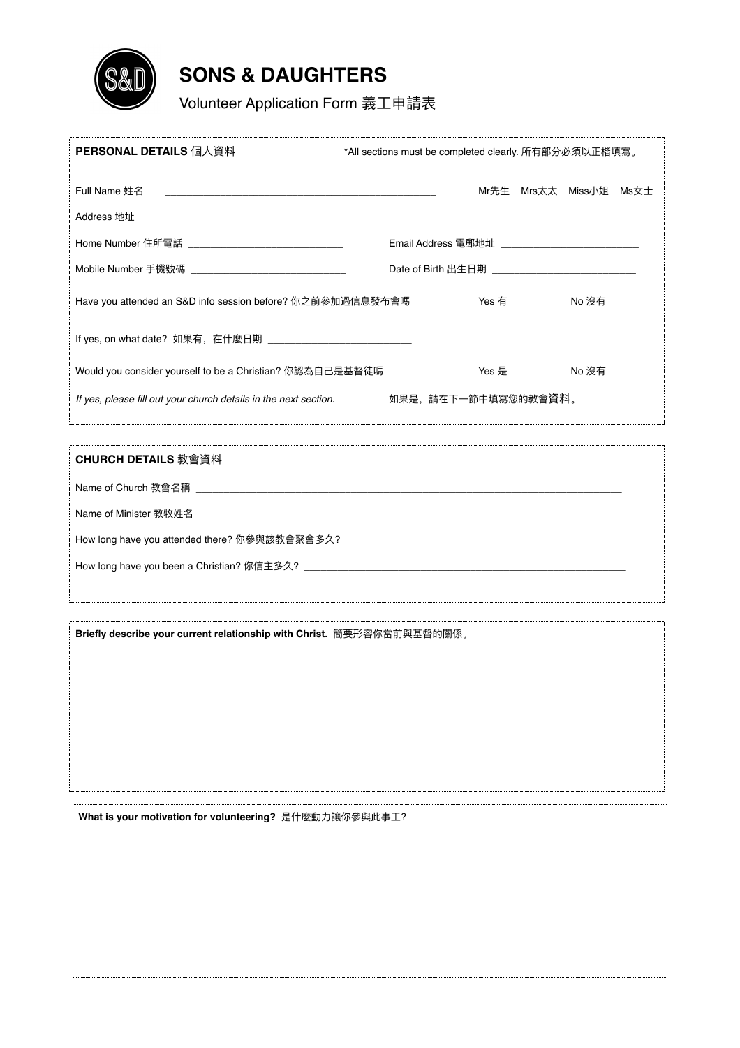# SONS & DAUGHTERS

Volunteer Application Form 義工申請表

**PERSONAL DETAILS** 個人資料 *All sections must be completed clearly. 所有部分必須以正楷填寫。

Full Name 姓名 ______________________________ Mr先生 Mrs太太 Miss小姐 Ms女士

Address 地址 ______________________________

Home Number 住所電話 ______________________ Email Address 電郵地址 ______________________

Mobile Number 手機號碼 ______________________ Date of Birth 出生日期 ______________________

Have you attended an S&D info session before? 你之前參加過信息發布會嗎 Yes 有 No 沒有

If yes, on what date? 如果有，在什麼日期 ______________________

Would you consider yourself to be a Christian? 你認為自己是基督徒嗎 Yes 是 No 沒有

*If yes, please fill out your church details in the next section.* 如果是，請在下一節中填寫您的教會資料。

**CHURCH DETAILS** 教會資料

Name of Church 教會名稱 ______________________________

Name of Minister 教牧姓名 ______________________________

How long have you attended there? 你參與該教會聚會多久? ______________________________

How long have you been a Christian? 你信主多久? ______________________________

**Briefly describe your current relationship with Christ.** 簡要形容你當前與基督的關係。

**What is your motivation for volunteering?** 是什麼動力讓你參與此事工?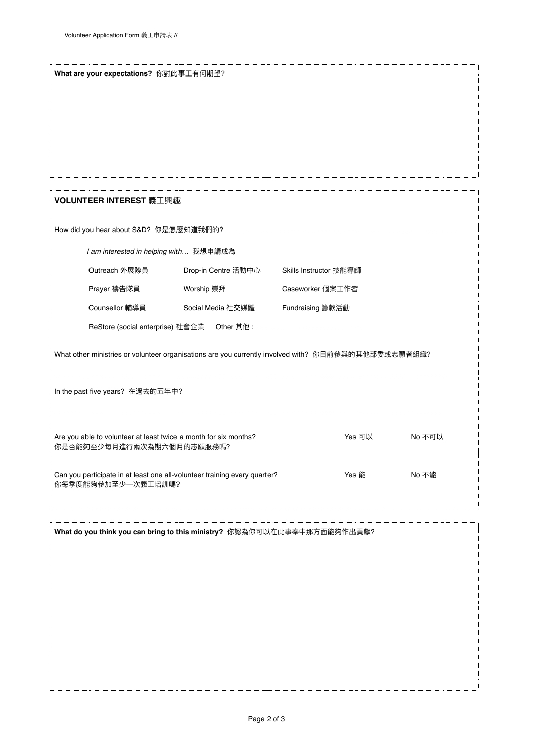**What are your expectations?** 你對此事工有何期望?

## VOLUNTEER INTEREST 義工興趣

How did you hear about S&D? 你是怎麼知道我們的? ____________________________________________

*I am interested in helping with…* 我想申請成為

| | | |
|---|---|---|
| Outreach 外展隊員 | Drop-in Centre 活動中心 | Skills Instructor 技能導師 |
| Prayer 禱告隊員 | Worship 崇拜 | Caseworker 個案工作者 |
| Counsellor 輔導員 | Social Media 社交媒體 | Fundraising 籌款活動 |
| ReStore (social enterprise) 社會企業 | Other 其他 : ________________________ | |

What other ministries or volunteer organisations are you currently involved with? 你目前參與的其他部委或志願者組織?

____________________________________________________________________________________________

In the past five years? 在過去的五年中?

____________________________________________________________________________________________

| | | |
|---|---|---|
| Are you able to volunteer at least twice a month for six months? 你是否能夠至少每月進行兩次為期六個月的志願服務嗎? | Yes 可以 | No 不可以 |
| Can you participate in at least one all-volunteer training every quarter? 你每季度能夠參加至少一次義工培訓嗎? | Yes 能 | No 不能 |

**What do you think you can bring to this ministry?** 你認為你可以在此事奉中那方面能夠作出貢獻?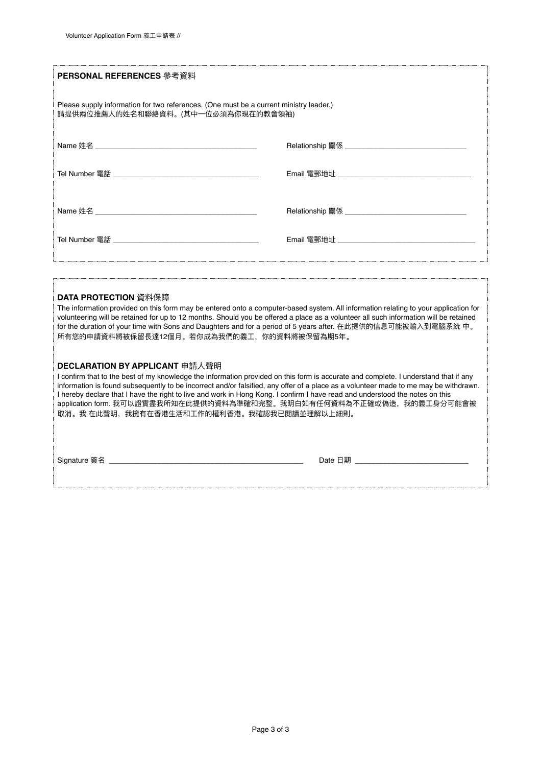## PERSONAL REFERENCES 參考資料

Please supply information for two references. (One must be a current ministry leader.)
請提供兩位推薦人的姓名和聯絡資料。(其中一位必須為你現在的教會領袖)

Name 姓名 ________________________________________ Relationship 關係 ______________________________

Tel Number 電話 ____________________________________ Email 電郵地址 ________________________________

Name 姓名 ________________________________________ Relationship 關係 ______________________________

Tel Number 電話 ____________________________________ Email 電郵地址 ________________________________

### DATA PROTECTION 資料保障

The information provided on this form may be entered onto a computer-based system. All information relating to your application for volunteering will be retained for up to 12 months. Should you be offered a place as a volunteer all such information will be retained for the duration of your time with Sons and Daughters and for a period of 5 years after. 在此提供的信息可能被輸入到電腦系統 中。所有您的申請資料將被保留長達12個月。若你成為我們的義工，你的資料將被保留為期5年。

### DECLARATION BY APPLICANT 申請人聲明

I confirm that to the best of my knowledge the information provided on this form is accurate and complete. I understand that if any information is found subsequently to be incorrect and/or falsified, any offer of a place as a volunteer made to me may be withdrawn. I hereby declare that I have the right to live and work in Hong Kong. I confirm I have read and understood the notes on this application form. 我可以證實盡我所知在此提供的資料為準確和完整。我明白如有任何資料為不正確或偽造，我的義工身分可能會被取消。我 在此聲明，我擁有在香港生活和工作的權利香港。我確認我已閱讀並理解以上細則。

Signature 簽名 ________________________________________________ Date 日期 ____________________________